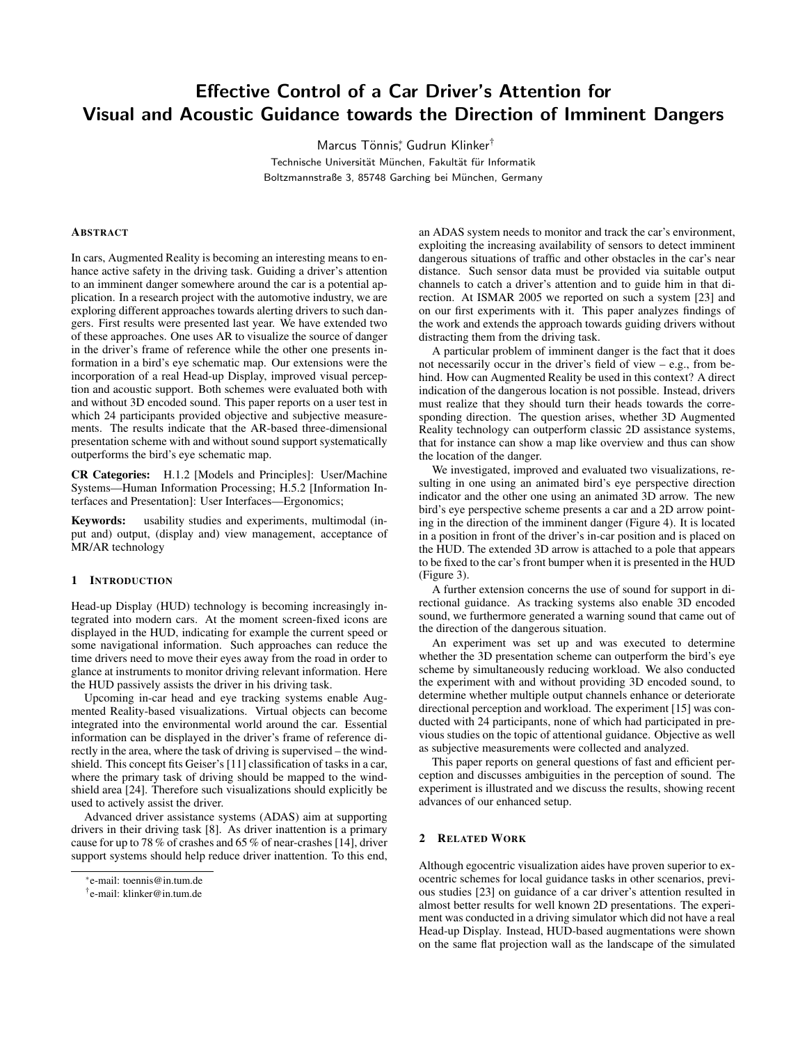# Effective Control of a Car Driver's Attention for Visual and Acoustic Guidance towards the Direction of Imminent Dangers

Marcus Tönnis*, Gudrun Klinker†

Technische Universität München, Fakultät für Informatik
Boltzmannstraße 3, 85748 Garching bei München, Germany

## Abstract

In cars, Augmented Reality is becoming an interesting means to enhance active safety in the driving task. Guiding a driver's attention to an imminent danger somewhere around the car is a potential application. In a research project with the automotive industry, we are exploring different approaches towards alerting drivers to such dangers. First results were presented last year. We have extended two of these approaches. One uses AR to visualize the source of danger in the driver's frame of reference while the other one presents information in a bird's eye schematic map. Our extensions were the incorporation of a real Head-up Display, improved visual perception and acoustic support. Both schemes were evaluated both with and without 3D encoded sound. This paper reports on a user test in which 24 participants provided objective and subjective measurements. The results indicate that the AR-based three-dimensional presentation scheme with and without sound support systematically outperforms the bird's eye schematic map.

**CR Categories:** H.1.2 [Models and Principles]: User/Machine Systems—Human Information Processing; H.5.2 [Information Interfaces and Presentation]: User Interfaces—Ergonomics;

**Keywords:** usability studies and experiments, multimodal (input and) output, (display and) view management, acceptance of MR/AR technology

## 1 Introduction

Head-up Display (HUD) technology is becoming increasingly integrated into modern cars. At the moment screen-fixed icons are displayed in the HUD, indicating for example the current speed or some navigational information. Such approaches can reduce the time drivers need to move their eyes away from the road in order to glance at instruments to monitor driving relevant information. Here the HUD passively assists the driver in his driving task.

Upcoming in-car head and eye tracking systems enable Augmented Reality-based visualizations. Virtual objects can become integrated into the environmental world around the car. Essential information can be displayed in the driver's frame of reference directly in the area, where the task of driving is supervised – the windshield. This concept fits Geiser's [11] classification of tasks in a car, where the primary task of driving should be mapped to the windshield area [24]. Therefore such visualizations should explicitly be used to actively assist the driver.

Advanced driver assistance systems (ADAS) aim at supporting drivers in their driving task [8]. As driver inattention is a primary cause for up to 78 % of crashes and 65 % of near-crashes [14], driver support systems should help reduce driver inattention. To this end, an ADAS system needs to monitor and track the car's environment, exploiting the increasing availability of sensors to detect imminent dangerous situations of traffic and other obstacles in the car's near distance. Such sensor data must be provided via suitable output channels to catch a driver's attention and to guide him in that direction. At ISMAR 2005 we reported on such a system [23] and on our first experiments with it. This paper analyzes findings of the work and extends the approach towards guiding drivers without distracting them from the driving task.

A particular problem of imminent danger is the fact that it does not necessarily occur in the driver's field of view – e.g., from behind. How can Augmented Reality be used in this context? A direct indication of the dangerous location is not possible. Instead, drivers must realize that they should turn their heads towards the corresponding direction. The question arises, whether 3D Augmented Reality technology can outperform classic 2D assistance systems, that for instance can show a map like overview and thus can show the location of the danger.

We investigated, improved and evaluated two visualizations, resulting in one using an animated bird's eye perspective direction indicator and the other one using an animated 3D arrow. The new bird's eye perspective scheme presents a car and a 2D arrow pointing in the direction of the imminent danger (Figure 4). It is located in a position in front of the driver's in-car position and is placed on the HUD. The extended 3D arrow is attached to a pole that appears to be fixed to the car's front bumper when it is presented in the HUD (Figure 3).

A further extension concerns the use of sound for support in directional guidance. As tracking systems also enable 3D encoded sound, we furthermore generated a warning sound that came out of the direction of the dangerous situation.

An experiment was set up and was executed to determine whether the 3D presentation scheme can outperform the bird's eye scheme by simultaneously reducing workload. We also conducted the experiment with and without providing 3D encoded sound, to determine whether multiple output channels enhance or deteriorate directional perception and workload. The experiment [15] was conducted with 24 participants, none of which had participated in previous studies on the topic of attentional guidance. Objective as well as subjective measurements were collected and analyzed.

This paper reports on general questions of fast and efficient perception and discusses ambiguities in the perception of sound. The experiment is illustrated and we discuss the results, showing recent advances of our enhanced setup.

## 2 Related Work

Although egocentric visualization aides have proven superior to exocentric schemes for local guidance tasks in other scenarios, previous studies [23] on guidance of a car driver's attention resulted in almost better results for well known 2D presentations. The experiment was conducted in a driving simulator which did not have a real Head-up Display. Instead, HUD-based augmentations were shown on the same flat projection wall as the landscape of the simulated

*e-mail: toennis@in.tum.de

†e-mail: klinker@in.tum.de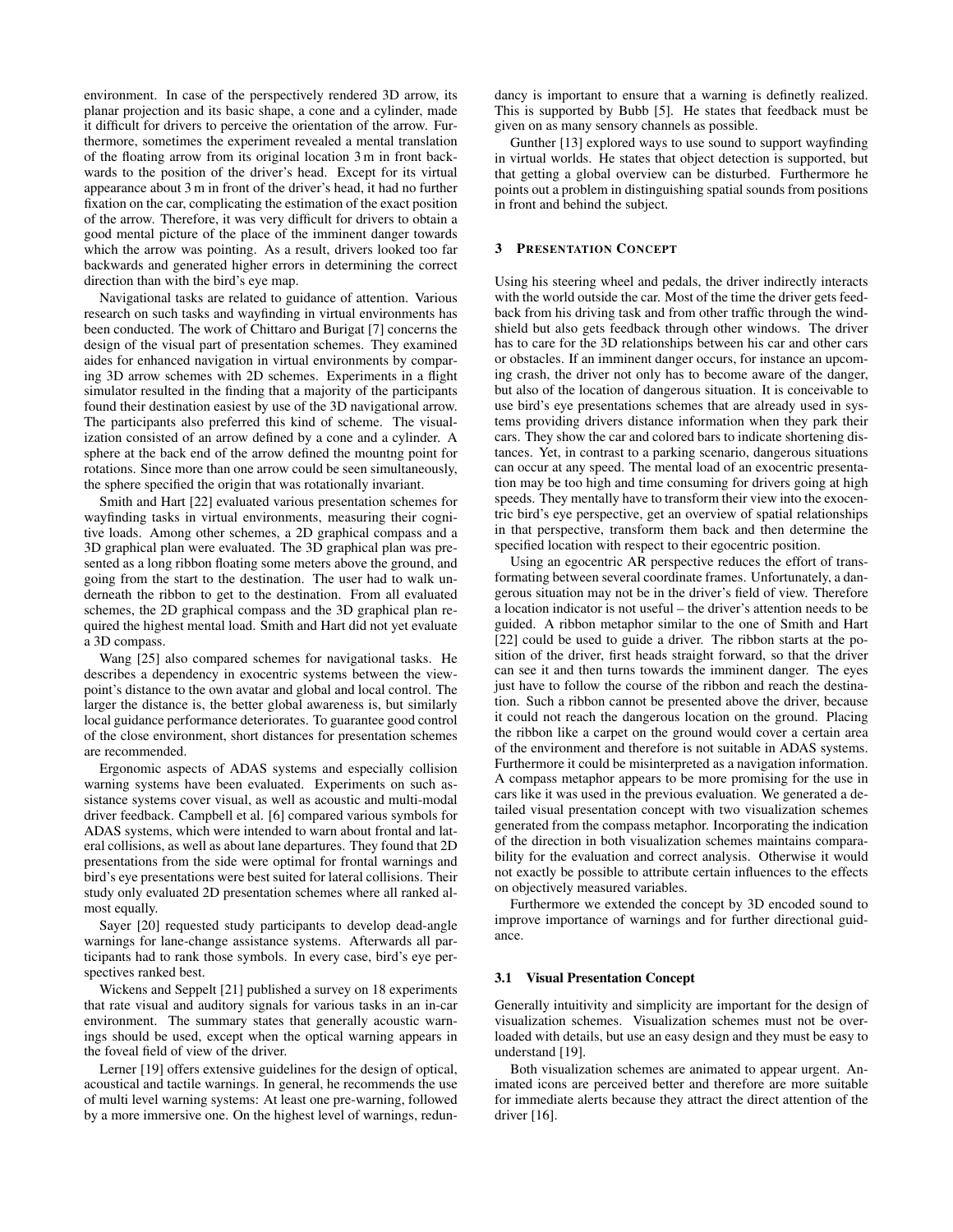environment. In case of the perspectively rendered 3D arrow, its planar projection and its basic shape, a cone and a cylinder, made it difficult for drivers to perceive the orientation of the arrow. Furthermore, sometimes the experiment revealed a mental translation of the floating arrow from its original location 3 m in front backwards to the position of the driver's head. Except for its virtual appearance about 3 m in front of the driver's head, it had no further fixation on the car, complicating the estimation of the exact position of the arrow. Therefore, it was very difficult for drivers to obtain a good mental picture of the place of the imminent danger towards which the arrow was pointing. As a result, drivers looked too far backwards and generated higher errors in determining the correct direction than with the bird's eye map.

Navigational tasks are related to guidance of attention. Various research on such tasks and wayfinding in virtual environments has been conducted. The work of Chittaro and Burigat [7] concerns the design of the visual part of presentation schemes. They examined aides for enhanced navigation in virtual environments by comparing 3D arrow schemes with 2D schemes. Experiments in a flight simulator resulted in the finding that a majority of the participants found their destination easiest by use of the 3D navigational arrow. The participants also preferred this kind of scheme. The visualization consisted of an arrow defined by a cone and a cylinder. A sphere at the back end of the arrow defined the mountng point for rotations. Since more than one arrow could be seen simultaneously, the sphere specified the origin that was rotationally invariant.

Smith and Hart [22] evaluated various presentation schemes for wayfinding tasks in virtual environments, measuring their cognitive loads. Among other schemes, a 2D graphical compass and a 3D graphical plan were evaluated. The 3D graphical plan was presented as a long ribbon floating some meters above the ground, and going from the start to the destination. The user had to walk underneath the ribbon to get to the destination. From all evaluated schemes, the 2D graphical compass and the 3D graphical plan required the highest mental load. Smith and Hart did not yet evaluate a 3D compass.

Wang [25] also compared schemes for navigational tasks. He describes a dependency in exocentric systems between the viewpoint's distance to the own avatar and global and local control. The larger the distance is, the better global awareness is, but similarly local guidance performance deteriorates. To guarantee good control of the close environment, short distances for presentation schemes are recommended.

Ergonomic aspects of ADAS systems and especially collision warning systems have been evaluated. Experiments on such assistance systems cover visual, as well as acoustic and multi-modal driver feedback. Campbell et al. [6] compared various symbols for ADAS systems, which were intended to warn about frontal and lateral collisions, as well as about lane departures. They found that 2D presentations from the side were optimal for frontal warnings and bird's eye presentations were best suited for lateral collisions. Their study only evaluated 2D presentation schemes where all ranked almost equally.

Sayer [20] requested study participants to develop dead-angle warnings for lane-change assistance systems. Afterwards all participants had to rank those symbols. In every case, bird's eye perspectives ranked best.

Wickens and Seppelt [21] published a survey on 18 experiments that rate visual and auditory signals for various tasks in an in-car environment. The summary states that generally acoustic warnings should be used, except when the optical warning appears in the foveal field of view of the driver.

Lerner [19] offers extensive guidelines for the design of optical, acoustical and tactile warnings. In general, he recommends the use of multi level warning systems: At least one pre-warning, followed by a more immersive one. On the highest level of warnings, redundancy is important to ensure that a warning is definetly realized. This is supported by Bubb [5]. He states that feedback must be given on as many sensory channels as possible.

Gunther [13] explored ways to use sound to support wayfinding in virtual worlds. He states that object detection is supported, but that getting a global overview can be disturbed. Furthermore he points out a problem in distinguishing spatial sounds from positions in front and behind the subject.

## 3 Presentation Concept

Using his steering wheel and pedals, the driver indirectly interacts with the world outside the car. Most of the time the driver gets feedback from his driving task and from other traffic through the windshield but also gets feedback through other windows. The driver has to care for the 3D relationships between his car and other cars or obstacles. If an imminent danger occurs, for instance an upcoming crash, the driver not only has to become aware of the danger, but also of the location of dangerous situation. It is conceivable to use bird's eye presentations schemes that are already used in systems providing drivers distance information when they park their cars. They show the car and colored bars to indicate shortening distances. Yet, in contrast to a parking scenario, dangerous situations can occur at any speed. The mental load of an exocentric presentation may be too high and time consuming for drivers going at high speeds. They mentally have to transform their view into the exocentric bird's eye perspective, get an overview of spatial relationships in that perspective, transform them back and then determine the specified location with respect to their egocentric position.

Using an egocentric AR perspective reduces the effort of transformating between several coordinate frames. Unfortunately, a dangerous situation may not be in the driver's field of view. Therefore a location indicator is not useful – the driver's attention needs to be guided. A ribbon metaphor similar to the one of Smith and Hart [22] could be used to guide a driver. The ribbon starts at the position of the driver, first heads straight forward, so that the driver can see it and then turns towards the imminent danger. The eyes just have to follow the course of the ribbon and reach the destination. Such a ribbon cannot be presented above the driver, because it could not reach the dangerous location on the ground. Placing the ribbon like a carpet on the ground would cover a certain area of the environment and therefore is not suitable in ADAS systems. Furthermore it could be misinterpreted as a navigation information. A compass metaphor appears to be more promising for the use in cars like it was used in the previous evaluation. We generated a detailed visual presentation concept with two visualization schemes generated from the compass metaphor. Incorporating the indication of the direction in both visualization schemes maintains comparability for the evaluation and correct analysis. Otherwise it would not exactly be possible to attribute certain influences to the effects on objectively measured variables.

Furthermore we extended the concept by 3D encoded sound to improve importance of warnings and for further directional guidance.

### 3.1 Visual Presentation Concept

Generally intuitivity and simplicity are important for the design of visualization schemes. Visualization schemes must not be overloaded with details, but use an easy design and they must be easy to understand [19].

Both visualization schemes are animated to appear urgent. Animated icons are perceived better and therefore are more suitable for immediate alerts because they attract the direct attention of the driver [16].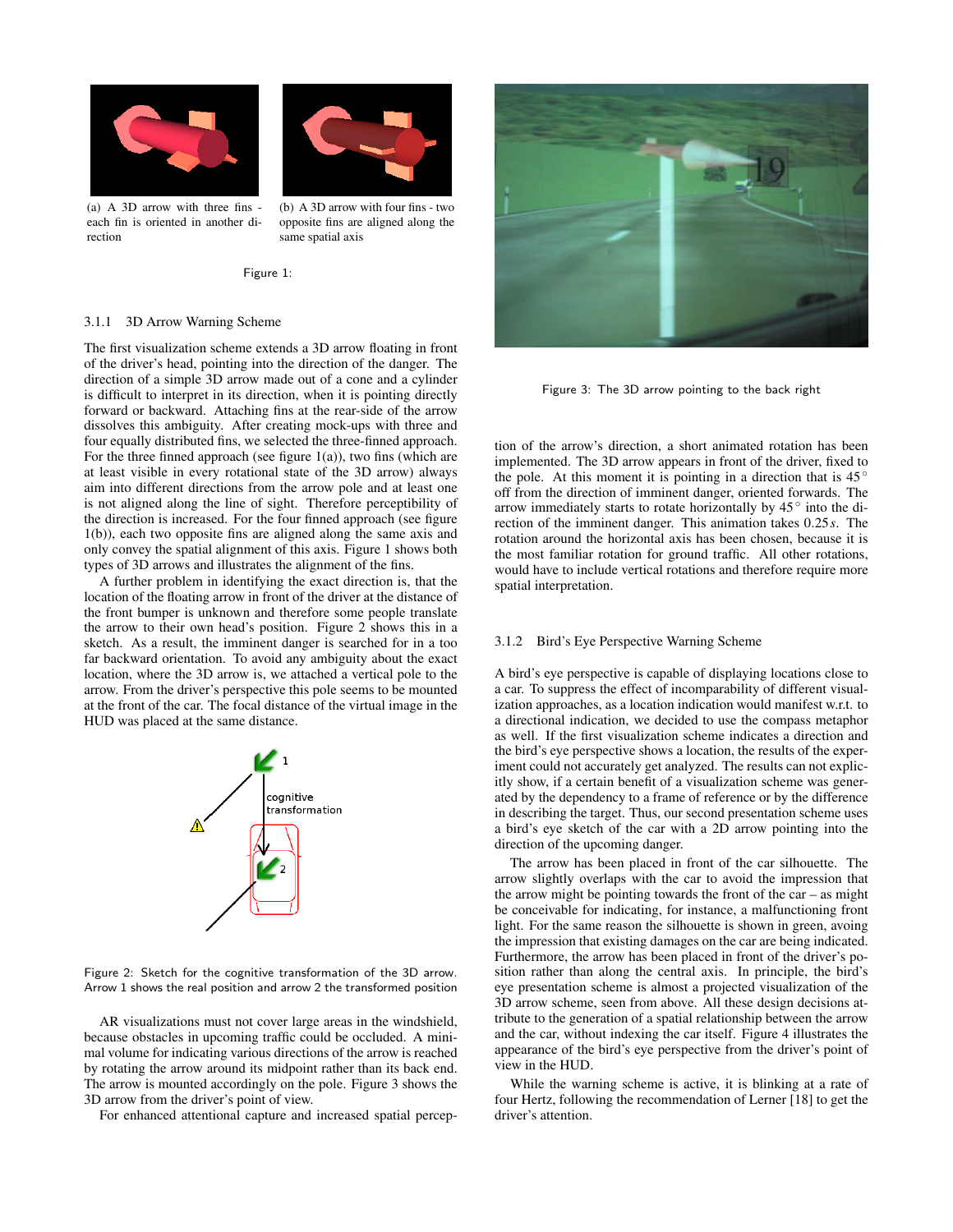(a) A 3D arrow with three fins - each fin is oriented in another direction

(b) A 3D arrow with four fins - two opposite fins are aligned along the same spatial axis

Figure 1:

### 3.1.1 3D Arrow Warning Scheme

The first visualization scheme extends a 3D arrow floating in front of the driver's head, pointing into the direction of the danger. The direction of a simple 3D arrow made out of a cone and a cylinder is difficult to interpret in its direction, when it is pointing directly forward or backward. Attaching fins at the rear-side of the arrow dissolves this ambiguity. After creating mock-ups with three and four equally distributed fins, we selected the three-finned approach. For the three finned approach (see figure 1(a)), two fins (which are at least visible in every rotational state of the 3D arrow) always aim into different directions from the arrow pole and at least one is not aligned along the line of sight. Therefore perceptibility of the direction is increased. For the four finned approach (see figure 1(b)), each two opposite fins are aligned along the same axis and only convey the spatial alignment of this axis. Figure 1 shows both types of 3D arrows and illustrates the alignment of the fins.

A further problem in identifying the exact direction is, that the location of the floating arrow in front of the driver at the distance of the front bumper is unknown and therefore some people translate the arrow to their own head's position. Figure 2 shows this in a sketch. As a result, the imminent danger is searched for in a too far backward orientation. To avoid any ambiguity about the exact location, where the 3D arrow is, we attached a vertical pole to the arrow. From the driver's perspective this pole seems to be mounted at the front of the car. The focal distance of the virtual image in the HUD was placed at the same distance.

Figure 2: Sketch for the cognitive transformation of the 3D arrow. Arrow 1 shows the real position and arrow 2 the transformed position

AR visualizations must not cover large areas in the windshield, because obstacles in upcoming traffic could be occluded. A minimal volume for indicating various directions of the arrow is reached by rotating the arrow around its midpoint rather than its back end. The arrow is mounted accordingly on the pole. Figure 3 shows the 3D arrow from the driver's point of view.

For enhanced attentional capture and increased spatial perception of the arrow's direction, a short animated rotation has been implemented. The 3D arrow appears in front of the driver, fixed to the pole. At this moment it is pointing in a direction that is $45^\circ$ off from the direction of imminent danger, oriented forwards. The arrow immediately starts to rotate horizontally by $45^\circ$ into the direction of the imminent danger. This animation takes $0.25s$. The rotation around the horizontal axis has been chosen, because it is the most familiar rotation for ground traffic. All other rotations, would have to include vertical rotations and therefore require more spatial interpretation.

Figure 3: The 3D arrow pointing to the back right

### 3.1.2 Bird's Eye Perspective Warning Scheme

A bird's eye perspective is capable of displaying locations close to a car. To suppress the effect of incomparability of different visualization approaches, as a location indication would manifest w.r.t. to a directional indication, we decided to use the compass metaphor as well. If the first visualization scheme indicates a direction and the bird's eye perspective shows a location, the results of the experiment could not accurately get analyzed. The results can not explicitly show, if a certain benefit of a visualization scheme was generated by the dependency to a frame of reference or by the difference in describing the target. Thus, our second presentation scheme uses a bird's eye sketch of the car with a 2D arrow pointing into the direction of the upcoming danger.

The arrow has been placed in front of the car silhouette. The arrow slightly overlaps with the car to avoid the impression that the arrow might be pointing towards the front of the car – as might be conceivable for indicating, for instance, a malfunctioning front light. For the same reason the silhouette is shown in green, avoiding the impression that existing damages on the car are being indicated. Furthermore, the arrow has been placed in front of the driver's position rather than along the central axis. In principle, the bird's eye presentation scheme is almost a projected visualization of the 3D arrow scheme, seen from above. All these design decisions attribute to the generation of a spatial relationship between the arrow and the car, without indexing the car itself. Figure 4 illustrates the appearance of the bird's eye perspective from the driver's point of view in the HUD.

While the warning scheme is active, it is blinking at a rate of four Hertz, following the recommendation of Lerner [18] to get the driver's attention.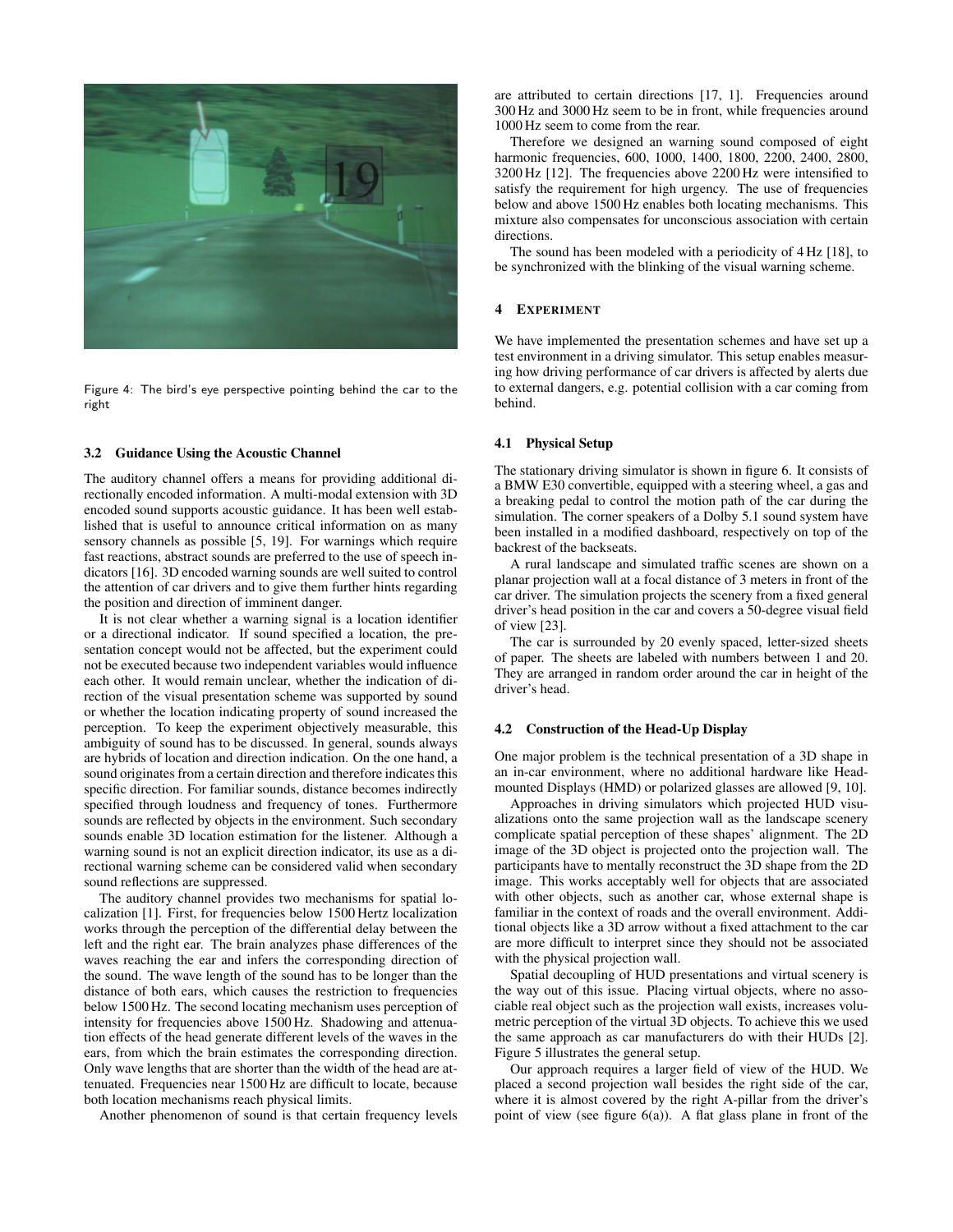Figure 4: The bird's eye perspective pointing behind the car to the right

### 3.2 Guidance Using the Acoustic Channel

The auditory channel offers a means for providing additional directionally encoded information. A multi-modal extension with 3D encoded sound supports acoustic guidance. It has been well established that is useful to announce critical information on as many sensory channels as possible [5, 19]. For warnings which require fast reactions, abstract sounds are preferred to the use of speech indicators [16]. 3D encoded warning sounds are well suited to control the attention of car drivers and to give them further hints regarding the position and direction of imminent danger.

It is not clear whether a warning signal is a location identifier or a directional indicator. If sound specified a location, the presentation concept would not be affected, but the experiment could not be executed because two independent variables would influence each other. It would remain unclear, whether the indication of direction of the visual presentation scheme was supported by sound or whether the location indicating property of sound increased the perception. To keep the experiment objectively measurable, this ambiguity of sound has to be discussed. In general, sounds always are hybrids of location and direction indication. On the one hand, a sound originates from a certain direction and therefore indicates this specific direction. For familiar sounds, distance becomes indirectly specified through loudness and frequency of tones. Furthermore sounds are reflected by objects in the environment. Such secondary sounds enable 3D location estimation for the listener. Although a warning sound is not an explicit direction indicator, its use as a directional warning scheme can be considered valid when secondary sound reflections are suppressed.

The auditory channel provides two mechanisms for spatial localization [1]. First, for frequencies below 1500 Hertz localization works through the perception of the differential delay between the left and the right ear. The brain analyzes phase differences of the waves reaching the ear and infers the corresponding direction of the sound. The wave length of the sound has to be longer than the distance of both ears, which causes the restriction to frequencies below 1500 Hz. The second locating mechanism uses perception of intensity for frequencies above 1500 Hz. Shadowing and attenuation effects of the head generate different levels of the waves in the ears, from which the brain estimates the corresponding direction. Only wave lengths that are shorter than the width of the head are attenuated. Frequencies near 1500 Hz are difficult to locate, because both location mechanisms reach physical limits.

Another phenomenon of sound is that certain frequency levels are attributed to certain directions [17, 1]. Frequencies around 300 Hz and 3000 Hz seem to be in front, while frequencies around 1000 Hz seem to come from the rear.

Therefore we designed an warning sound composed of eight harmonic frequencies, 600, 1000, 1400, 1800, 2200, 2400, 2800, 3200 Hz [12]. The frequencies above 2200 Hz were intensified to satisfy the requirement for high urgency. The use of frequencies below and above 1500 Hz enables both locating mechanisms. This mixture also compensates for unconscious association with certain directions.

The sound has been modeled with a periodicity of 4 Hz [18], to be synchronized with the blinking of the visual warning scheme.

## 4 Experiment

We have implemented the presentation schemes and have set up a test environment in a driving simulator. This setup enables measuring how driving performance of car drivers is affected by alerts due to external dangers, e.g. potential collision with a car coming from behind.

### 4.1 Physical Setup

The stationary driving simulator is shown in figure 6. It consists of a BMW E30 convertible, equipped with a steering wheel, a gas and a breaking pedal to control the motion path of the car during the simulation. The corner speakers of a Dolby 5.1 sound system have been installed in a modified dashboard, respectively on top of the backrest of the backseats.

A rural landscape and simulated traffic scenes are shown on a planar projection wall at a focal distance of 3 meters in front of the car driver. The simulation projects the scenery from a fixed general driver's head position in the car and covers a 50-degree visual field of view [23].

The car is surrounded by 20 evenly spaced, letter-sized sheets of paper. The sheets are labeled with numbers between 1 and 20. They are arranged in random order around the car in height of the driver's head.

### 4.2 Construction of the Head-Up Display

One major problem is the technical presentation of a 3D shape in an in-car environment, where no additional hardware like Head-mounted Displays (HMD) or polarized glasses are allowed [9, 10].

Approaches in driving simulators which projected HUD visualizations onto the same projection wall as the landscape scenery complicate spatial perception of these shapes' alignment. The 2D image of the 3D object is projected onto the projection wall. The participants have to mentally reconstruct the 3D shape from the 2D image. This works acceptably well for objects that are associated with other objects, such as another car, whose external shape is familiar in the context of roads and the overall environment. Additional objects like a 3D arrow without a fixed attachment to the car are more difficult to interpret since they should not be associated with the physical projection wall.

Spatial decoupling of HUD presentations and virtual scenery is the way out of this issue. Placing virtual objects, where no associable real object such as the projection wall exists, increases volumetric perception of the virtual 3D objects. To achieve this we used the same approach as car manufacturers do with their HUDs [2]. Figure 5 illustrates the general setup.

Our approach requires a larger field of view of the HUD. We placed a second projection wall besides the right side of the car, where it is almost covered by the right A-pillar from the driver's point of view (see figure 6(a)). A flat glass plane in front of the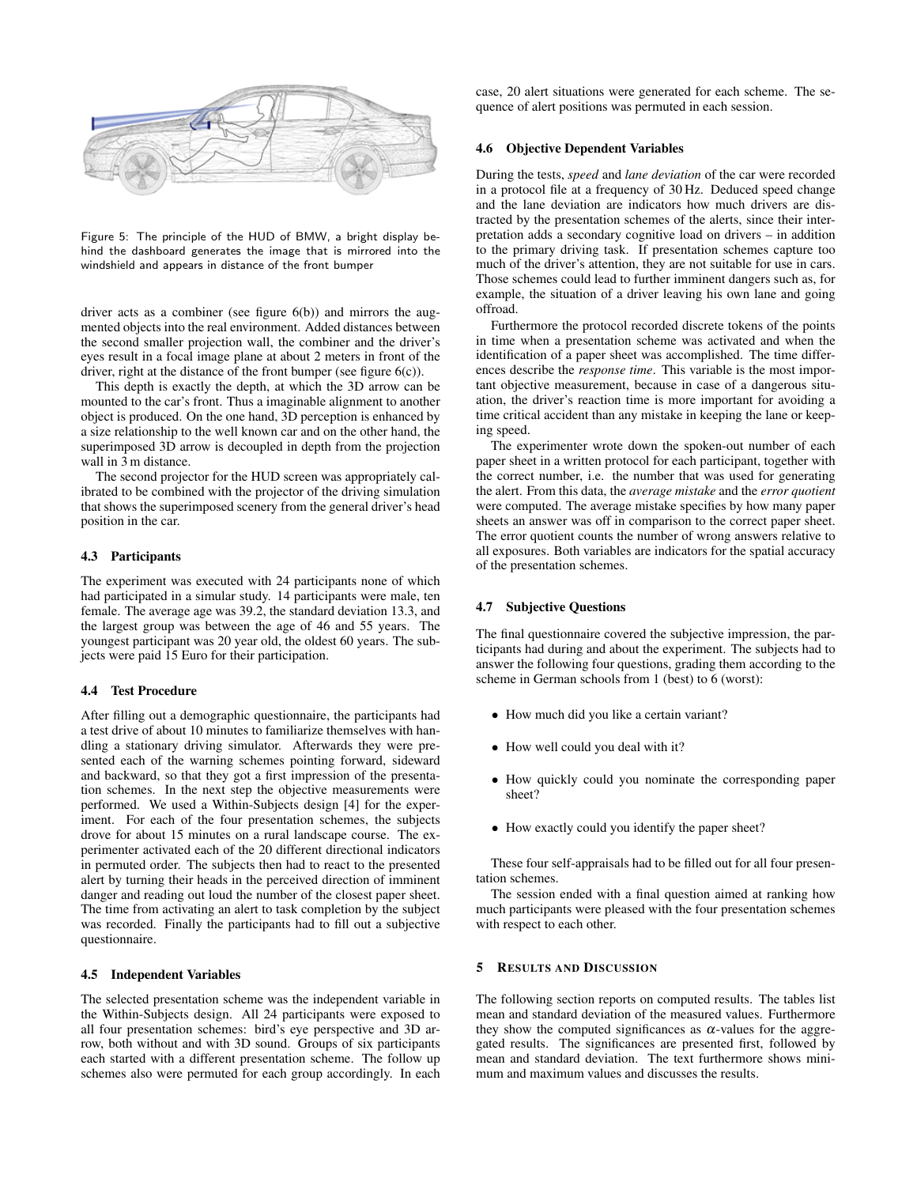Figure 5: The principle of the HUD of BMW, a bright display behind the dashboard generates the image that is mirrored into the windshield and appears in distance of the front bumper

driver acts as a combiner (see figure 6(b)) and mirrors the augmented objects into the real environment. Added distances between the second smaller projection wall, the combiner and the driver's eyes result in a focal image plane at about 2 meters in front of the driver, right at the distance of the front bumper (see figure 6(c)).

This depth is exactly the depth, at which the 3D arrow can be mounted to the car's front. Thus a imaginable alignment to another object is produced. On the one hand, 3D perception is enhanced by a size relationship to the well known car and on the other hand, the superimposed 3D arrow is decoupled in depth from the projection wall in 3 m distance.

The second projector for the HUD screen was appropriately calibrated to be combined with the projector of the driving simulation that shows the superimposed scenery from the general driver's head position in the car.

### 4.3 Participants

The experiment was executed with 24 participants none of which had participated in a simular study. 14 participants were male, ten female. The average age was 39.2, the standard deviation 13.3, and the largest group was between the age of 46 and 55 years. The youngest participant was 20 year old, the oldest 60 years. The subjects were paid 15 Euro for their participation.

### 4.4 Test Procedure

After filling out a demographic questionnaire, the participants had a test drive of about 10 minutes to familiarize themselves with handling a stationary driving simulator. Afterwards they were presented each of the warning schemes pointing forward, sideward and backward, so that they got a first impression of the presentation schemes. In the next step the objective measurements were performed. We used a Within-Subjects design [4] for the experiment. For each of the four presentation schemes, the subjects drove for about 15 minutes on a rural landscape course. The experimenter activated each of the 20 different directional indicators in permuted order. The subjects then had to react to the presented alert by turning their heads in the perceived direction of imminent danger and reading out loud the number of the closest paper sheet. The time from activating an alert to task completion by the subject was recorded. Finally the participants had to fill out a subjective questionnaire.

### 4.5 Independent Variables

The selected presentation scheme was the independent variable in the Within-Subjects design. All 24 participants were exposed to all four presentation schemes: bird's eye perspective and 3D arrow, both without and with 3D sound. Groups of six participants each started with a different presentation scheme. The follow up schemes also were permuted for each group accordingly. In each case, 20 alert situations were generated for each scheme. The sequence of alert positions was permuted in each session.

### 4.6 Objective Dependent Variables

During the tests, *speed* and *lane deviation* of the car were recorded in a protocol file at a frequency of 30 Hz. Deduced speed change and the lane deviation are indicators how much drivers are distracted by the presentation schemes of the alerts, since their interpretation adds a secondary cognitive load on drivers – in addition to the primary driving task. If presentation schemes capture too much of the driver's attention, they are not suitable for use in cars. Those schemes could lead to further imminent dangers such as, for example, the situation of a driver leaving his own lane and going offroad.

Furthermore the protocol recorded discrete tokens of the points in time when a presentation scheme was activated and when the identification of a paper sheet was accomplished. The time differences describe the *response time*. This variable is the most important objective measurement, because in case of a dangerous situation, the driver's reaction time is more important for avoiding a time critical accident than any mistake in keeping the lane or keeping speed.

The experimenter wrote down the spoken-out number of each paper sheet in a written protocol for each participant, together with the correct number, i.e. the number that was used for generating the alert. From this data, the *average mistake* and the *error quotient* were computed. The average mistake specifies by how many paper sheets an answer was off in comparison to the correct paper sheet. The error quotient counts the number of wrong answers relative to all exposures. Both variables are indicators for the spatial accuracy of the presentation schemes.

### 4.7 Subjective Questions

The final questionnaire covered the subjective impression, the participants had during and about the experiment. The subjects had to answer the following four questions, grading them according to the scheme in German schools from 1 (best) to 6 (worst):

- How much did you like a certain variant?
- How well could you deal with it?
- How quickly could you nominate the corresponding paper sheet?
- How exactly could you identify the paper sheet?

These four self-appraisals had to be filled out for all four presentation schemes.

The session ended with a final question aimed at ranking how much participants were pleased with the four presentation schemes with respect to each other.

## 5 Results and Discussion

The following section reports on computed results. The tables list mean and standard deviation of the measured values. Furthermore they show the computed significances as $\alpha$-values for the aggregated results. The significances are presented first, followed by mean and standard deviation. The text furthermore shows minimum and maximum values and discusses the results.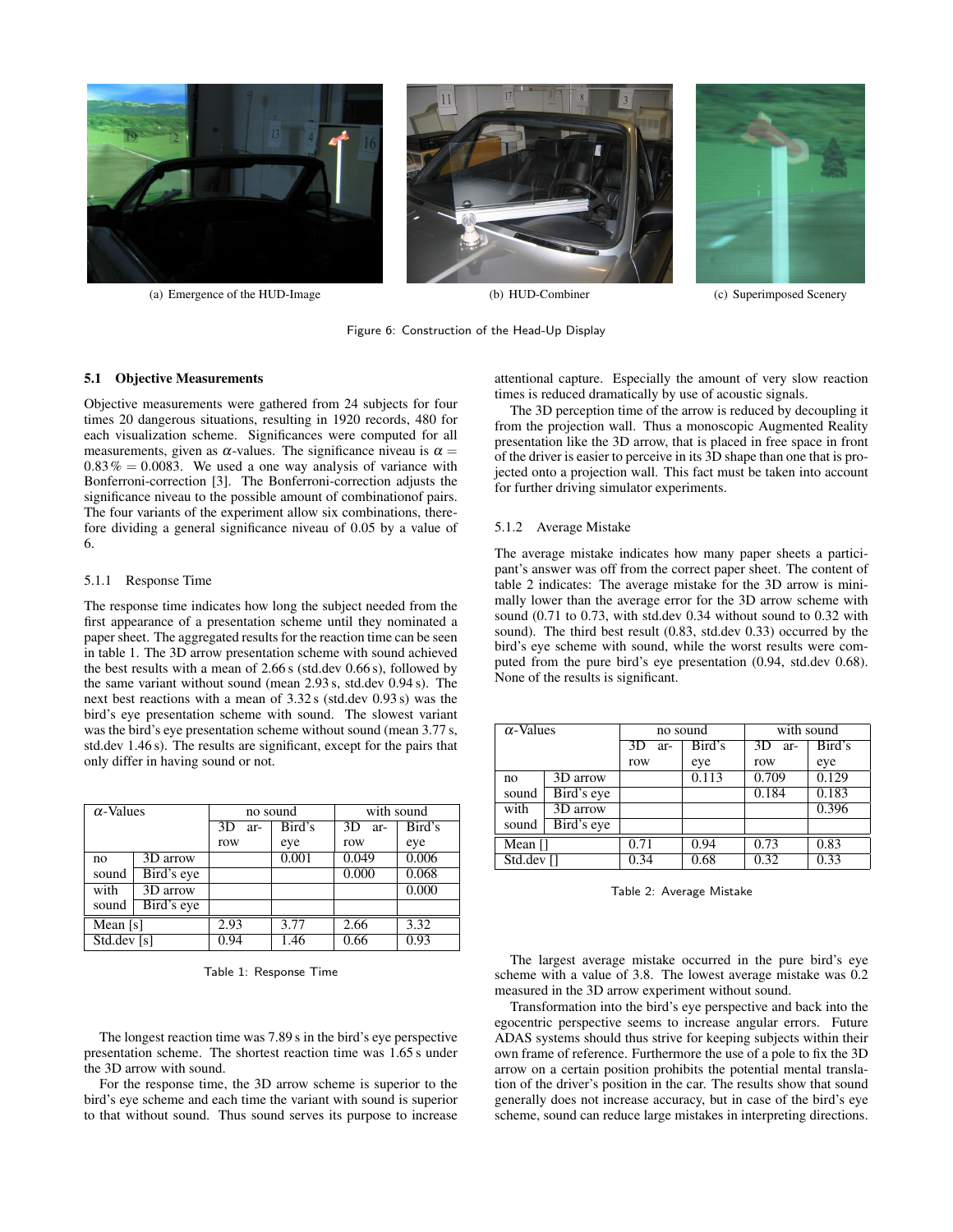(a) Emergence of the HUD-Image

(b) HUD-Combiner

(c) Superimposed Scenery

Figure 6: Construction of the Head-Up Display

### 5.1 Objective Measurements

Objective measurements were gathered from 24 subjects for four times 20 dangerous situations, resulting in 1920 records, 480 for each visualization scheme. Significances were computed for all measurements, given as $\alpha$-values. The significance niveau is $\alpha = 0.83\,\% = 0.0083$. We used a one way analysis of variance with Bonferroni-correction [3]. The Bonferroni-correction adjusts the significance niveau to the possible amount of combinationof pairs. The four variants of the experiment allow six combinations, therefore dividing a general significance niveau of 0.05 by a value of 6.

#### 5.1.1 Response Time

The response time indicates how long the subject needed from the first appearance of a presentation scheme until they nominated a paper sheet. The aggregated results for the reaction time can be seen in table 1. The 3D arrow presentation scheme with sound achieved the best results with a mean of 2.66 s (std.dev 0.66 s), followed by the same variant without sound (mean 2.93 s, std.dev 0.94 s). The next best reactions with a mean of 3.32 s (std.dev 0.93 s) was the bird's eye presentation scheme with sound. The slowest variant was the bird's eye presentation scheme without sound (mean 3.77 s, std.dev 1.46 s). The results are significant, except for the pairs that only differ in having sound or not.

| $\alpha$-Values | | no sound | | with sound | |
|---|---|---|---|---|---|
| | | 3D arrow | Bird's eye | 3D arrow | Bird's eye |
| no sound | 3D arrow | | 0.001 | 0.049 | 0.006 |
| | Bird's eye | | | 0.000 | 0.068 |
| with sound | 3D arrow | | | | 0.000 |
| | Bird's eye | | | | |
| Mean [s] | | 2.93 | 3.77 | 2.66 | 3.32 |
| Std.dev [s] | | 0.94 | 1.46 | 0.66 | 0.93 |

Table 1: Response Time

The longest reaction time was 7.89 s in the bird's eye perspective presentation scheme. The shortest reaction time was 1.65 s under the 3D arrow with sound.

For the response time, the 3D arrow scheme is superior to the bird's eye scheme and each time the variant with sound is superior to that without sound. Thus sound serves its purpose to increase attentional capture. Especially the amount of very slow reaction times is reduced dramatically by use of acoustic signals.

The 3D perception time of the arrow is reduced by decoupling it from the projection wall. Thus a monoscopic Augmented Reality presentation like the 3D arrow, that is placed in free space in front of the driver is easier to perceive in its 3D shape than one that is projected onto a projection wall. This fact must be taken into account for further driving simulator experiments.

#### 5.1.2 Average Mistake

The average mistake indicates how many paper sheets a participant's answer was off from the correct paper sheet. The content of table 2 indicates: The average mistake for the 3D arrow is minimally lower than the average error for the 3D arrow scheme with sound (0.71 to 0.73, with std.dev 0.34 without sound to 0.32 with sound). The third best result (0.83, std.dev 0.33) occurred by the bird's eye scheme with sound, while the worst results were computed from the pure bird's eye presentation (0.94, std.dev 0.68). None of the results is significant.

| $\alpha$-Values | | no sound | | with sound | |
|---|---|---|---|---|---|
| | | 3D arrow | Bird's eye | 3D arrow | Bird's eye |
| no sound | 3D arrow | | 0.113 | 0.709 | 0.129 |
| | Bird's eye | | | 0.184 | 0.183 |
| with sound | 3D arrow | | | | 0.396 |
| | Bird's eye | | | | |
| Mean [] | | 0.71 | 0.94 | 0.73 | 0.83 |
| Std.dev [] | | 0.34 | 0.68 | 0.32 | 0.33 |

Table 2: Average Mistake

The largest average mistake occurred in the pure bird's eye scheme with a value of 3.8. The lowest average mistake was 0.2 measured in the 3D arrow experiment without sound.

Transformation into the bird's eye perspective and back into the egocentric perspective seems to increase angular errors. Future ADAS systems should thus strive for keeping subjects within their own frame of reference. Furthermore the use of a pole to fix the 3D arrow on a certain position prohibits the potential mental translation of the driver's position in the car. The results show that sound generally does not increase accuracy, but in case of the bird's eye scheme, sound can reduce large mistakes in interpreting directions.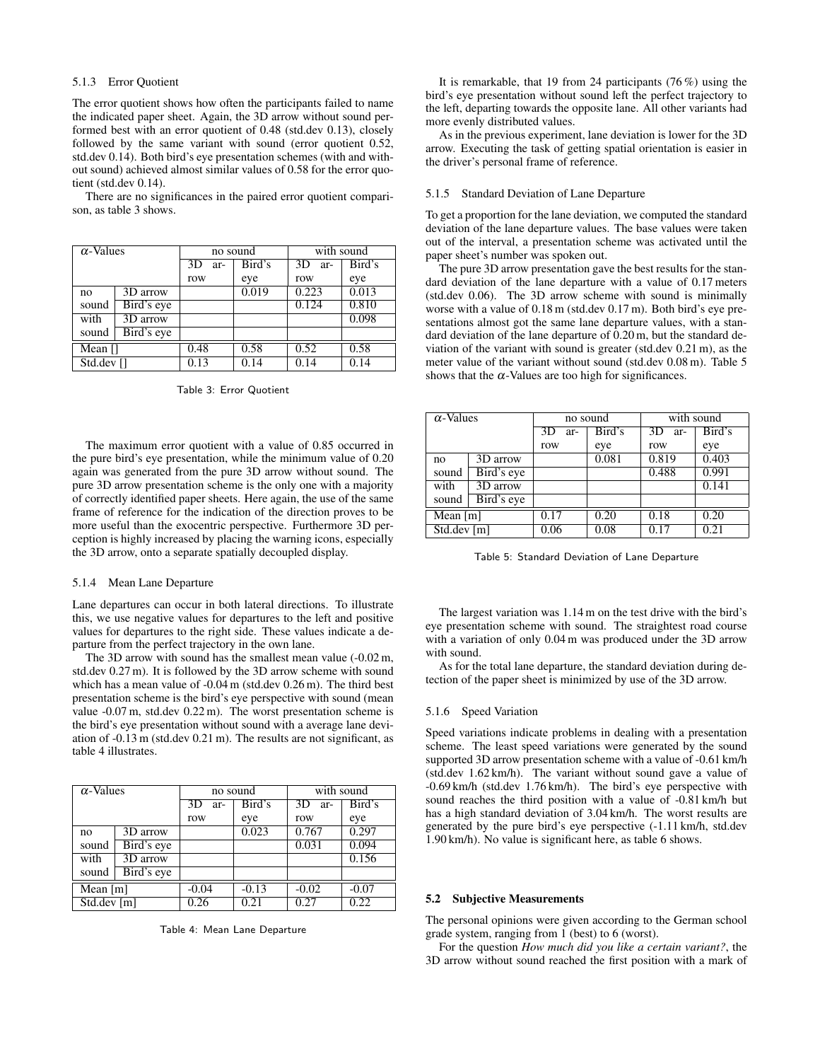#### 5.1.3 Error Quotient

The error quotient shows how often the participants failed to name the indicated paper sheet. Again, the 3D arrow without sound performed best with an error quotient of 0.48 (std.dev 0.13), closely followed by the same variant with sound (error quotient 0.52, std.dev 0.14). Both bird's eye presentation schemes (with and without sound) achieved almost similar values of 0.58 for the error quotient (std.dev 0.14).

There are no significances in the paired error quotient comparison, as table 3 shows.

| $\alpha$-Values | | no sound | | with sound | |
|---|---|---|---|---|---|
| | | 3D arrow | Bird's eye | 3D arrow | Bird's eye |
| no sound | 3D arrow | | 0.019 | 0.223 | 0.013 |
| | Bird's eye | | | 0.124 | 0.810 |
| with sound | 3D arrow | | | | 0.098 |
| | Bird's eye | | | | |
| Mean [] | | 0.48 | 0.58 | 0.52 | 0.58 |
| Std.dev [] | | 0.13 | 0.14 | 0.14 | 0.14 |

Table 3: Error Quotient

The maximum error quotient with a value of 0.85 occurred in the pure bird's eye presentation, while the minimum value of 0.20 again was generated from the pure 3D arrow without sound. The pure 3D arrow presentation scheme is the only one with a majority of correctly identified paper sheets. Here again, the use of the same frame of reference for the indication of the direction proves to be more useful than the exocentric perspective. Furthermore 3D perception is highly increased by placing the warning icons, especially the 3D arrow, onto a separate spatially decoupled display.

#### 5.1.4 Mean Lane Departure

Lane departures can occur in both lateral directions. To illustrate this, we use negative values for departures to the left and positive values for departures to the right side. These values indicate a departure from the perfect trajectory in the own lane.

The 3D arrow with sound has the smallest mean value (-0.02 m, std.dev 0.27 m). It is followed by the 3D arrow scheme with sound which has a mean value of -0.04 m (std.dev 0.26 m). The third best presentation scheme is the bird's eye perspective with sound (mean value -0.07 m, std.dev 0.22 m). The worst presentation scheme is the bird's eye presentation without sound with a average lane deviation of -0.13 m (std.dev 0.21 m). The results are not significant, as table 4 illustrates.

| $\alpha$-Values | | no sound | | with sound | |
|---|---|---|---|---|---|
| | | 3D arrow | Bird's eye | 3D arrow | Bird's eye |
| no sound | 3D arrow | | 0.023 | 0.767 | 0.297 |
| | Bird's eye | | | 0.031 | 0.094 |
| with sound | 3D arrow | | | | 0.156 |
| | Bird's eye | | | | |
| Mean [m] | | -0.04 | -0.13 | -0.02 | -0.07 |
| Std.dev [m] | | 0.26 | 0.21 | 0.27 | 0.22 |

Table 4: Mean Lane Departure

It is remarkable, that 19 from 24 participants (76 %) using the bird's eye presentation without sound left the perfect trajectory to the left, departing towards the opposite lane. All other variants had more evenly distributed values.

As in the previous experiment, lane deviation is lower for the 3D arrow. Executing the task of getting spatial orientation is easier in the driver's personal frame of reference.

#### 5.1.5 Standard Deviation of Lane Departure

To get a proportion for the lane deviation, we computed the standard deviation of the lane departure values. The base values were taken out of the interval, a presentation scheme was activated until the paper sheet's number was spoken out.

The pure 3D arrow presentation gave the best results for the standard deviation of the lane departure with a value of 0.17 meters (std.dev 0.06). The 3D arrow scheme with sound is minimally worse with a value of 0.18 m (std.dev 0.17 m). Both bird's eye presentations almost got the same lane departure values, with a standard deviation of the lane departure of 0.20 m, but the standard deviation of the variant with sound is greater (std.dev 0.21 m), as the meter value of the variant without sound (std.dev 0.08 m). Table 5 shows that the $\alpha$-Values are too high for significances.

| $\alpha$-Values | | no sound | | with sound | |
|---|---|---|---|---|---|
| | | 3D arrow | Bird's eye | 3D arrow | Bird's eye |
| no sound | 3D arrow | | 0.081 | 0.819 | 0.403 |
| | Bird's eye | | | 0.488 | 0.991 |
| with sound | 3D arrow | | | | 0.141 |
| | Bird's eye | | | | |
| Mean [m] | | 0.17 | 0.20 | 0.18 | 0.20 |
| Std.dev [m] | | 0.06 | 0.08 | 0.17 | 0.21 |

Table 5: Standard Deviation of Lane Departure

The largest variation was 1.14 m on the test drive with the bird's eye presentation scheme with sound. The straightest road course with a variation of only 0.04 m was produced under the 3D arrow with sound.

As for the total lane departure, the standard deviation during detection of the paper sheet is minimized by use of the 3D arrow.

#### 5.1.6 Speed Variation

Speed variations indicate problems in dealing with a presentation scheme. The least speed variations were generated by the sound supported 3D arrow presentation scheme with a value of -0.61 km/h (std.dev 1.62 km/h). The variant without sound gave a value of -0.69 km/h (std.dev 1.76 km/h). The bird's eye perspective with sound reaches the third position with a value of -0.81 km/h but has a high standard deviation of 3.04 km/h. The worst results are generated by the pure bird's eye perspective (-1.11 km/h, std.dev 1.90 km/h). No value is significant here, as table 6 shows.

### 5.2 Subjective Measurements

The personal opinions were given according to the German school grade system, ranging from 1 (best) to 6 (worst).

For the question *How much did you like a certain variant?*, the 3D arrow without sound reached the first position with a mark of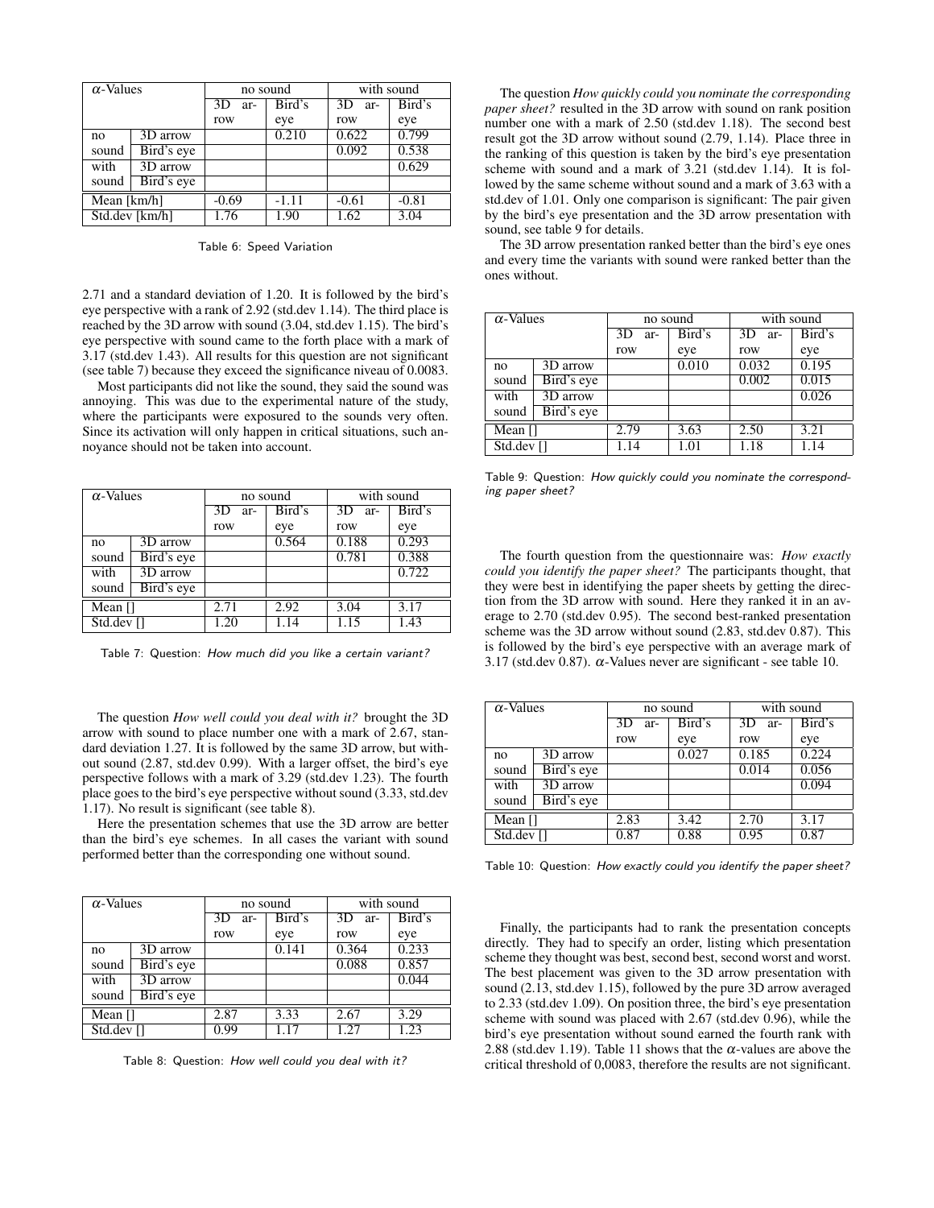| $\alpha$-Values | | no sound | | with sound | |
|---|---|---|---|---|---|
| | | 3D arrow | Bird's eye | 3D arrow | Bird's eye |
| no sound | 3D arrow | | 0.210 | 0.622 | 0.799 |
| | Bird's eye | | | 0.092 | 0.538 |
| with sound | 3D arrow | | | | 0.629 |
| | Bird's eye | | | | |
| Mean [km/h] | | -0.69 | -1.11 | -0.61 | -0.81 |
| Std.dev [km/h] | | 1.76 | 1.90 | 1.62 | 3.04 |

Table 6: Speed Variation

2.71 and a standard deviation of 1.20. It is followed by the bird's eye perspective with a rank of 2.92 (std.dev 1.14). The third place is reached by the 3D arrow with sound (3.04, std.dev 1.15). The bird's eye perspective with sound came to the forth place with a mark of 3.17 (std.dev 1.43). All results for this question are not significant (see table 7) because they exceed the significance niveau of 0.0083.

Most participants did not like the sound, they said the sound was annoying. This was due to the experimental nature of the study, where the participants were exposured to the sounds very often. Since its activation will only happen in critical situations, such annoyance should not be taken into account.

| $\alpha$-Values | | no sound | | with sound | |
|---|---|---|---|---|---|
| | | 3D arrow | Bird's eye | 3D arrow | Bird's eye |
| no sound | 3D arrow | | 0.564 | 0.188 | 0.293 |
| | Bird's eye | | | 0.781 | 0.388 |
| with sound | 3D arrow | | | | 0.722 |
| | Bird's eye | | | | |
| Mean [] | | 2.71 | 2.92 | 3.04 | 3.17 |
| Std.dev [] | | 1.20 | 1.14 | 1.15 | 1.43 |

Table 7: Question: *How much did you like a certain variant?*

The question *How well could you deal with it?* brought the 3D arrow with sound to place number one with a mark of 2.67, standard deviation 1.27. It is followed by the same 3D arrow, but without sound (2.87, std.dev 0.99). With a larger offset, the bird's eye perspective follows with a mark of 3.29 (std.dev 1.23). The fourth place goes to the bird's eye perspective without sound (3.33, std.dev 1.17). No result is significant (see table 8).

Here the presentation schemes that use the 3D arrow are better than the bird's eye schemes. In all cases the variant with sound performed better than the corresponding one without sound.

| $\alpha$-Values | | no sound | | with sound | |
|---|---|---|---|---|---|
| | | 3D arrow | Bird's eye | 3D arrow | Bird's eye |
| no sound | 3D arrow | | 0.141 | 0.364 | 0.233 |
| | Bird's eye | | | 0.088 | 0.857 |
| with sound | 3D arrow | | | | 0.044 |
| | Bird's eye | | | | |
| Mean [] | | 2.87 | 3.33 | 2.67 | 3.29 |
| Std.dev [] | | 0.99 | 1.17 | 1.27 | 1.23 |

Table 8: Question: *How well could you deal with it?*

The question *How quickly could you nominate the corresponding paper sheet?* resulted in the 3D arrow with sound on rank position number one with a mark of 2.50 (std.dev 1.18). The second best result got the 3D arrow without sound (2.79, 1.14). Place three in the ranking of this question is taken by the bird's eye presentation scheme with sound and a mark of 3.21 (std.dev 1.14). It is followed by the same scheme without sound and a mark of 3.63 with a std.dev of 1.01. Only one comparison is significant: The pair given by the bird's eye presentation and the 3D arrow presentation with sound, see table 9 for details.

The 3D arrow presentation ranked better than the bird's eye ones and every time the variants with sound were ranked better than the ones without.

| $\alpha$-Values | | no sound | | with sound | |
|---|---|---|---|---|---|
| | | 3D arrow | Bird's eye | 3D arrow | Bird's eye |
| no sound | 3D arrow | | 0.010 | 0.032 | 0.195 |
| | Bird's eye | | | 0.002 | 0.015 |
| with sound | 3D arrow | | | | 0.026 |
| | Bird's eye | | | | |
| Mean [] | | 2.79 | 3.63 | 2.50 | 3.21 |
| Std.dev [] | | 1.14 | 1.01 | 1.18 | 1.14 |

Table 9: Question: *How quickly could you nominate the corresponding paper sheet?*

The fourth question from the questionnaire was: *How exactly could you identify the paper sheet?* The participants thought, that they were best in identifying the paper sheets by getting the direction from the 3D arrow with sound. Here they ranked it in an average to 2.70 (std.dev 0.95). The second best-ranked presentation scheme was the 3D arrow without sound (2.83, std.dev 0.87). This is followed by the bird's eye perspective with an average mark of 3.17 (std.dev 0.87). $\alpha$-Values never are significant - see table 10.

| $\alpha$-Values | | no sound | | with sound | |
|---|---|---|---|---|---|
| | | 3D arrow | Bird's eye | 3D arrow | Bird's eye |
| no sound | 3D arrow | | 0.027 | 0.185 | 0.224 |
| | Bird's eye | | | 0.014 | 0.056 |
| with sound | 3D arrow | | | | 0.094 |
| | Bird's eye | | | | |
| Mean [] | | 2.83 | 3.42 | 2.70 | 3.17 |
| Std.dev [] | | 0.87 | 0.88 | 0.95 | 0.87 |

Table 10: Question: *How exactly could you identify the paper sheet?*

Finally, the participants had to rank the presentation concepts directly. They had to specify an order, listing which presentation scheme they thought was best, second best, second worst and worst. The best placement was given to the 3D arrow presentation with sound (2.13, std.dev 1.15), followed by the pure 3D arrow averaged to 2.33 (std.dev 1.09). On position three, the bird's eye presentation scheme with sound was placed with 2.67 (std.dev 0.96), while the bird's eye presentation without sound earned the fourth rank with 2.88 (std.dev 1.19). Table 11 shows that the $\alpha$-values are above the critical threshold of 0,0083, therefore the results are not significant.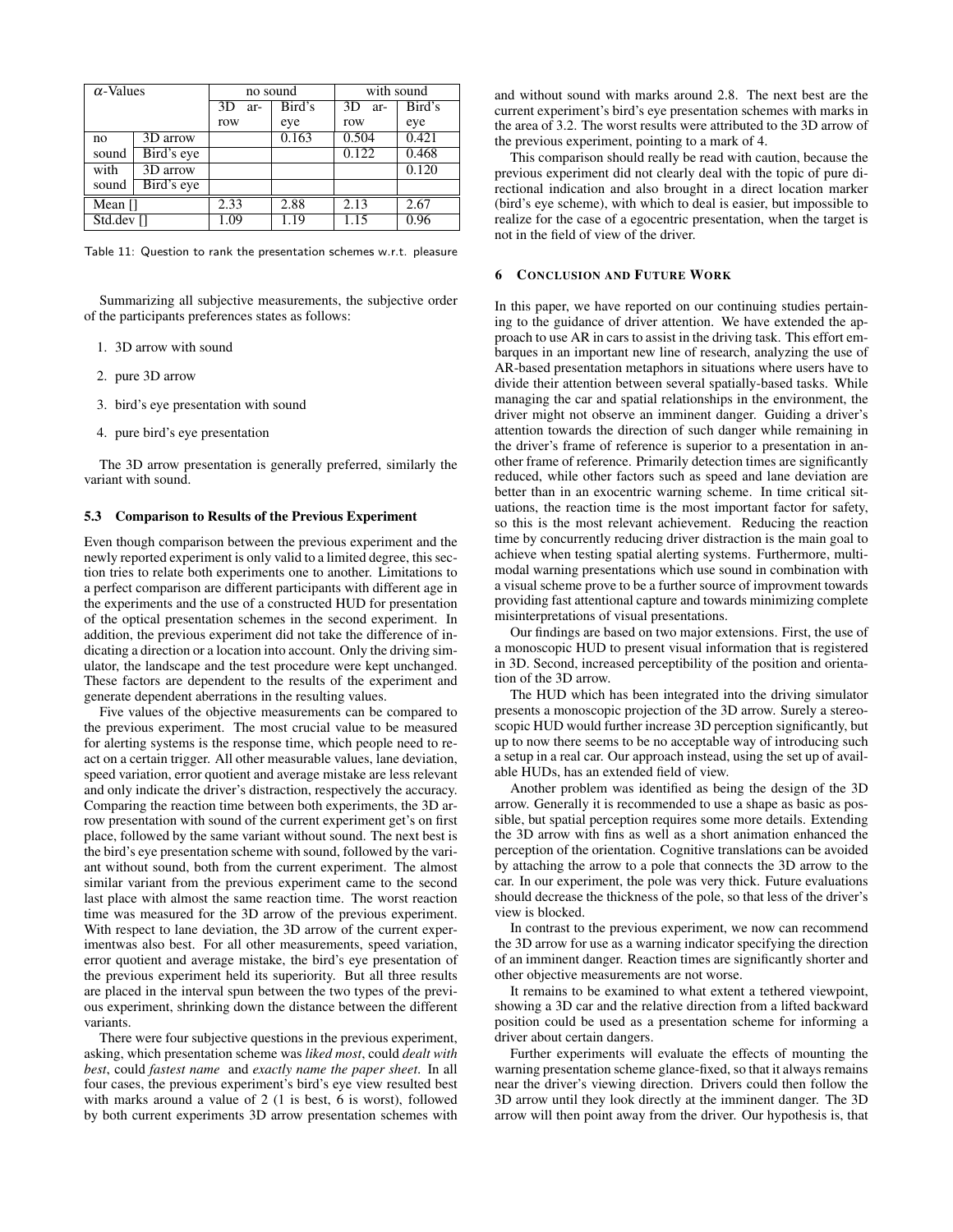| α-Values | | no sound | | with sound | |
|---|---|---|---|---|---|
| | | 3D arrow | Bird's eye | 3D arrow | Bird's eye |
| no sound | 3D arrow | | 0.163 | 0.504 | 0.421 |
| | Bird's eye | | | 0.122 | 0.468 |
| with sound | 3D arrow | | | | 0.120 |
| | Bird's eye | | | | |
| Mean [] | | 2.33 | 2.88 | 2.13 | 2.67 |
| Std.dev [] | | 1.09 | 1.19 | 1.15 | 0.96 |

Table 11: Question to rank the presentation schemes w.r.t. pleasure

Summarizing all subjective measurements, the subjective order of the participants preferences states as follows:

1. 3D arrow with sound
2. pure 3D arrow
3. bird's eye presentation with sound
4. pure bird's eye presentation

The 3D arrow presentation is generally preferred, similarly the variant with sound.

### 5.3 Comparison to Results of the Previous Experiment

Even though comparison between the previous experiment and the newly reported experiment is only valid to a limited degree, this section tries to relate both experiments one to another. Limitations to a perfect comparison are different participants with different age in the experiments and the use of a constructed HUD for presentation of the optical presentation schemes in the second experiment. In addition, the previous experiment did not take the difference of indicating a direction or a location into account. Only the driving simulator, the landscape and the test procedure were kept unchanged. These factors are dependent to the results of the experiment and generate dependent aberrations in the resulting values.

Five values of the objective measurements can be compared to the previous experiment. The most crucial value to be measured for alerting systems is the response time, which people need to react on a certain trigger. All other measurable values, lane deviation, speed variation, error quotient and average mistake are less relevant and only indicate the driver's distraction, respectively the accuracy. Comparing the reaction time between both experiments, the 3D arrow presentation with sound of the current experiment get's on first place, followed by the same variant without sound. The next best is the bird's eye presentation scheme with sound, followed by the variant without sound, both from the current experiment. The almost similar variant from the previous experiment came to the second last place with almost the same reaction time. The worst reaction time was measured for the 3D arrow of the previous experiment. With respect to lane deviation, the 3D arrow of the current experimentwas also best. For all other measurements, speed variation, error quotient and average mistake, the bird's eye presentation of the previous experiment held its superiority. But all three results are placed in the interval spun between the two types of the previous experiment, shrinking down the distance between the different variants.

There were four subjective questions in the previous experiment, asking, which presentation scheme was *liked most*, could *dealt with best*, could *fastest name* and *exactly name the paper sheet*. In all four cases, the previous experiment's bird's eye view resulted best with marks around a value of 2 (1 is best, 6 is worst), followed by both current experiments 3D arrow presentation schemes with and without sound with marks around 2.8. The next best are the current experiment's bird's eye presentation schemes with marks in the area of 3.2. The worst results were attributed to the 3D arrow of the previous experiment, pointing to a mark of 4.

This comparison should really be read with caution, because the previous experiment did not clearly deal with the topic of pure directional indication and also brought in a direct location marker (bird's eye scheme), with which to deal is easier, but impossible to realize for the case of a egocentric presentation, when the target is not in the field of view of the driver.

## 6 Conclusion and Future Work

In this paper, we have reported on our continuing studies pertaining to the guidance of driver attention. We have extended the approach to use AR in cars to assist in the driving task. This effort embarques in an important new line of research, analyzing the use of AR-based presentation metaphors in situations where users have to divide their attention between several spatially-based tasks. While managing the car and spatial relationships in the environment, the driver might not observe an imminent danger. Guiding a driver's attention towards the direction of such danger while remaining in the driver's frame of reference is superior to a presentation in another frame of reference. Primarily detection times are significantly reduced, while other factors such as speed and lane deviation are better than in an exocentric warning scheme. In time critical situations, the reaction time is the most important factor for safety, so this is the most relevant achievement. Reducing the reaction time by concurrently reducing driver distraction is the main goal to achieve when testing spatial alerting systems. Furthermore, multimodal warning presentations which use sound in combination with a visual scheme prove to be a further source of improvment towards providing fast attentional capture and towards minimizing complete misinterpretations of visual presentations.

Our findings are based on two major extensions. First, the use of a monoscopic HUD to present visual information that is registered in 3D. Second, increased perceptibility of the position and orientation of the 3D arrow.

The HUD which has been integrated into the driving simulator presents a monoscopic projection of the 3D arrow. Surely a stereoscopic HUD would further increase 3D perception significantly, but up to now there seems to be no acceptable way of introducing such a setup in a real car. Our approach instead, using the set up of available HUDs, has an extended field of view.

Another problem was identified as being the design of the 3D arrow. Generally it is recommended to use a shape as basic as possible, but spatial perception requires some more details. Extending the 3D arrow with fins as well as a short animation enhanced the perception of the orientation. Cognitive translations can be avoided by attaching the arrow to a pole that connects the 3D arrow to the car. In our experiment, the pole was very thick. Future evaluations should decrease the thickness of the pole, so that less of the driver's view is blocked.

In contrast to the previous experiment, we now can recommend the 3D arrow for use as a warning indicator specifying the direction of an imminent danger. Reaction times are significantly shorter and other objective measurements are not worse.

It remains to be examined to what extent a tethered viewpoint, showing a 3D car and the relative direction from a lifted backward position could be used as a presentation scheme for informing a driver about certain dangers.

Further experiments will evaluate the effects of mounting the warning presentation scheme glance-fixed, so that it always remains near the driver's viewing direction. Drivers could then follow the 3D arrow until they look directly at the imminent danger. The 3D arrow will then point away from the driver. Our hypothesis is, that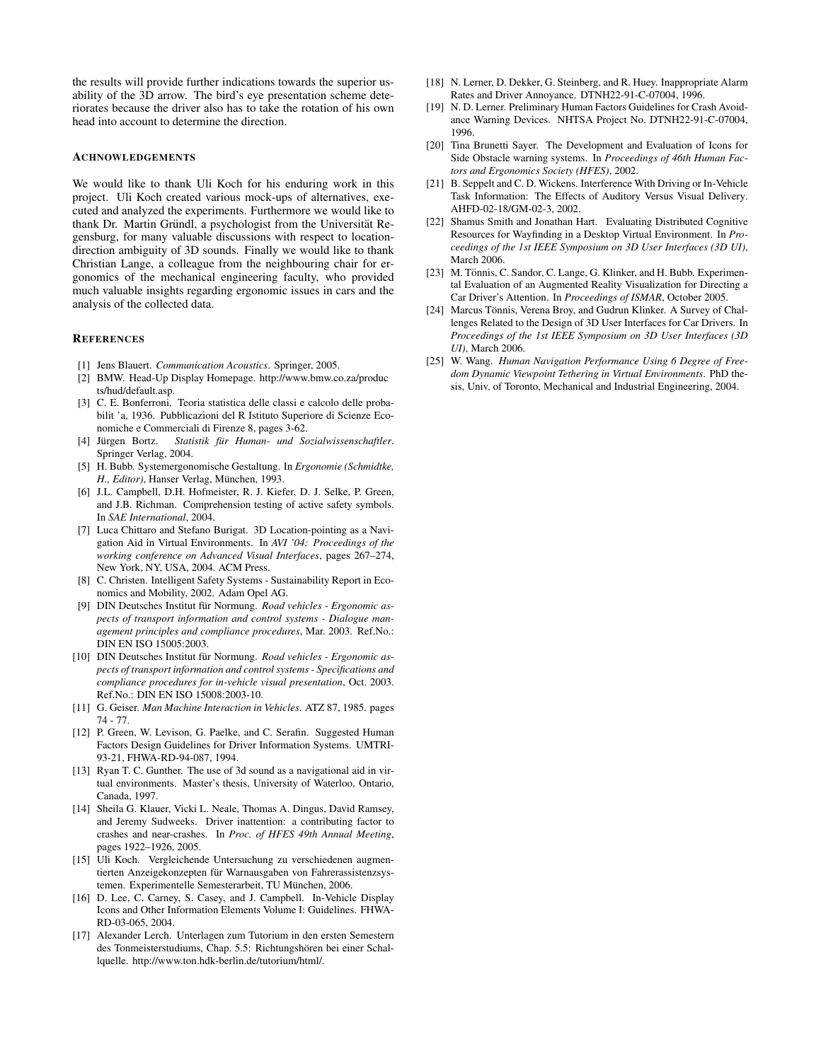the results will provide further indications towards the superior usability of the 3D arrow. The bird's eye presentation scheme deteriorates because the driver also has to take the rotation of his own head into account to determine the direction.

## ACHNOWLEDGEMENTS

We would like to thank Uli Koch for his enduring work in this project. Uli Koch created various mock-ups of alternatives, executed and analyzed the experiments. Furthermore we would like to thank Dr. Martin Gründl, a psychologist from the Universität Regensburg, for many valuable discussions with respect to location-direction ambiguity of 3D sounds. Finally we would like to thank Christian Lange, a colleague from the neighbouring chair for ergonomics of the mechanical engineering faculty, who provided much valuable insights regarding ergonomic issues in cars and the analysis of the collected data.

## REFERENCES

[1] Jens Blauert. *Communication Acoustics*. Springer, 2005.

[2] BMW. Head-Up Display Homepage. http://www.bmw.co.za/products/hud/default.asp.

[3] C. E. Bonferroni. Teoria statistica delle classi e calcolo delle probabilit 'a, 1936. Pubblicazioni del R Istituto Superiore di Scienze Economiche e Commerciali di Firenze 8, pages 3-62.

[4] Jürgen Bortz. *Statistik für Human- und Sozialwissenschaftler*. Springer Verlag, 2004.

[5] H. Bubb. Systemergonomische Gestaltung. In *Ergonomie (Schmidtke, H., Editor)*, Hanser Verlag, München, 1993.

[6] J.L. Campbell, D.H. Hofmeister, R. J. Kiefer, D. J. Selke, P. Green, and J.B. Richman. Comprehension testing of active safety symbols. In *SAE International*, 2004.

[7] Luca Chittaro and Stefano Burigat. 3D Location-pointing as a Navigation Aid in Virtual Environments. In *AVI '04: Proceedings of the working conference on Advanced Visual Interfaces*, pages 267–274, New York, NY, USA, 2004. ACM Press.

[8] C. Christen. Intelligent Safety Systems - Sustainability Report in Economics and Mobility, 2002. Adam Opel AG.

[9] DIN Deutsches Institut für Normung. *Road vehicles - Ergonomic aspects of transport information and control systems - Dialogue management principles and compliance procedures*, Mar. 2003. Ref.No.: DIN EN ISO 15005:2003.

[10] DIN Deutsches Institut für Normung. *Road vehicles - Ergonomic aspects of transport information and control systems - Specifications and compliance procedures for in-vehicle visual presentation*, Oct. 2003. Ref.No.: DIN EN ISO 15008:2003-10.

[11] G. Geiser. *Man Machine Interaction in Vehicles*. ATZ 87, 1985. pages 74 - 77.

[12] P. Green, W. Levison, G. Paelke, and C. Serafin. Suggested Human Factors Design Guidelines for Driver Information Systems. UMTRI-93-21, FHWA-RD-94-087, 1994.

[13] Ryan T. C. Gunther. The use of 3d sound as a navigational aid in virtual environments. Master's thesis, University of Waterloo, Ontario, Canada, 1997.

[14] Sheila G. Klauer, Vicki L. Neale, Thomas A. Dingus, David Ramsey, and Jeremy Sudweeks. Driver inattention: a contributing factor to crashes and near-crashes. In *Proc. of HFES 49th Annual Meeting*, pages 1922–1926, 2005.

[15] Uli Koch. Vergleichende Untersuchung zu verschiedenen augmentierten Anzeigekonzepten für Warnausgaben von Fahrerassistenzsystemen. Experimentelle Semesterarbeit, TU München, 2006.

[16] D. Lee, C. Carney, S. Casey, and J. Campbell. In-Vehicle Display Icons and Other Information Elements Volume I: Guidelines. FHWA-RD-03-065, 2004.

[17] Alexander Lerch. Unterlagen zum Tutorium in den ersten Semestern des Tonmeisterstudiums, Chap. 5.5: Richtungshören bei einer Schallquelle. http://www.ton.hdk-berlin.de/tutorium/html/.

[18] N. Lerner, D. Dekker, G. Steinberg, and R. Huey. Inappropriate Alarm Rates and Driver Annoyance. DTNH22-91-C-07004, 1996.

[19] N. D. Lerner. Preliminary Human Factors Guidelines for Crash Avoidance Warning Devices. NHTSA Project No. DTNH22-91-C-07004, 1996.

[20] Tina Brunetti Sayer. The Development and Evaluation of Icons for Side Obstacle warning systems. In *Proceedings of 46th Human Factors and Ergonomics Society (HFES)*, 2002.

[21] B. Seppelt and C. D. Wickens. Interference With Driving or In-Vehicle Task Information: The Effects of Auditory Versus Visual Delivery. AHFD-02-18/GM-02-3, 2002.

[22] Shamus Smith and Jonathan Hart. Evaluating Distributed Cognitive Resources for Wayfinding in a Desktop Virtual Environment. In *Proceedings of the 1st IEEE Symposium on 3D User Interfaces (3D UI)*, March 2006.

[23] M. Tönnis, C. Sandor, C. Lange, G. Klinker, and H. Bubb. Experimental Evaluation of an Augmented Reality Visualization for Directing a Car Driver's Attention. In *Proceedings of ISMAR*, October 2005.

[24] Marcus Tönnis, Verena Broy, and Gudrun Klinker. A Survey of Challenges Related to the Design of 3D User Interfaces for Car Drivers. In *Proceedings of the 1st IEEE Symposium on 3D User Interfaces (3D UI)*, March 2006.

[25] W. Wang. *Human Navigation Performance Using 6 Degree of Freedom Dynamic Viewpoint Tethering in Virtual Environments*. PhD thesis, Univ. of Toronto, Mechanical and Industrial Engineering, 2004.